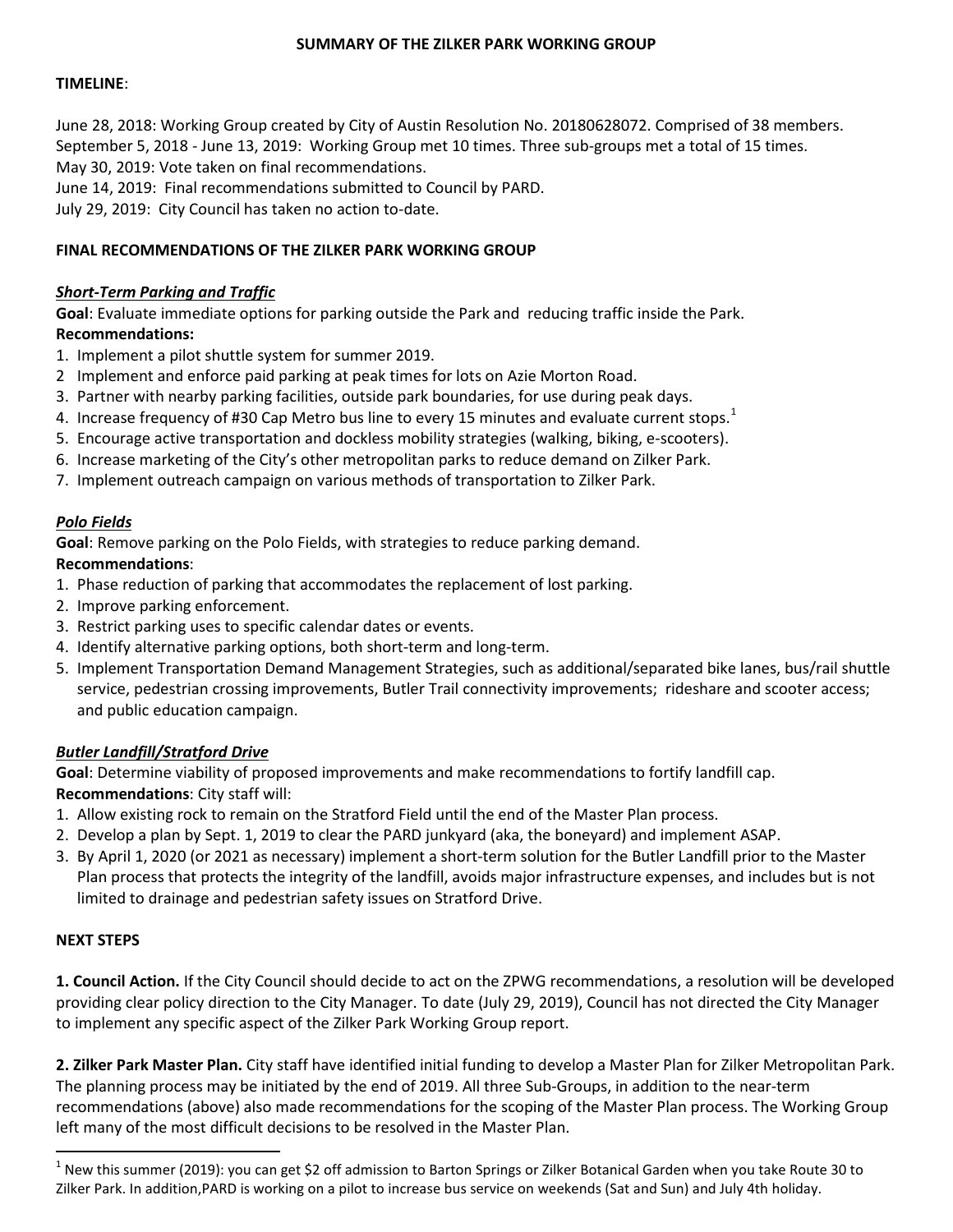# SUMMARY OF THE ZILKER PARK WORKING GROUP

**TIMELINE**:

June 28, 2018: Working Group created by City of Austin Resolution No. 20180628072. Comprised of 38 members.
September 5, 2018 - June 13, 2019: Working Group met 10 times. Three sub-groups met a total of 15 times.
May 30, 2019: Vote taken on final recommendations.
June 14, 2019: Final recommendations submitted to Council by PARD.
July 29, 2019: City Council has taken no action to-date.

## FINAL RECOMMENDATIONS OF THE ZILKER PARK WORKING GROUP

### *Short-Term Parking and Traffic*

**Goal**: Evaluate immediate options for parking outside the Park and reducing traffic inside the Park.

**Recommendations:**

1. Implement a pilot shuttle system for summer 2019.
2. Implement and enforce paid parking at peak times for lots on Azie Morton Road.
3. Partner with nearby parking facilities, outside park boundaries, for use during peak days.
4. Increase frequency of #30 Cap Metro bus line to every 15 minutes and evaluate current stops.[1]
5. Encourage active transportation and dockless mobility strategies (walking, biking, e-scooters).
6. Increase marketing of the City's other metropolitan parks to reduce demand on Zilker Park.
7. Implement outreach campaign on various methods of transportation to Zilker Park.

### *Polo Fields*

**Goal**: Remove parking on the Polo Fields, with strategies to reduce parking demand.

**Recommendations**:

1. Phase reduction of parking that accommodates the replacement of lost parking.
2. Improve parking enforcement.
3. Restrict parking uses to specific calendar dates or events.
4. Identify alternative parking options, both short-term and long-term.
5. Implement Transportation Demand Management Strategies, such as additional/separated bike lanes, bus/rail shuttle service, pedestrian crossing improvements, Butler Trail connectivity improvements; rideshare and scooter access; and public education campaign.

### *Butler Landfill/Stratford Drive*

**Goal**: Determine viability of proposed improvements and make recommendations to fortify landfill cap.

**Recommendations**: City staff will:

1. Allow existing rock to remain on the Stratford Field until the end of the Master Plan process.
2. Develop a plan by Sept. 1, 2019 to clear the PARD junkyard (aka, the boneyard) and implement ASAP.
3. By April 1, 2020 (or 2021 as necessary) implement a short-term solution for the Butler Landfill prior to the Master Plan process that protects the integrity of the landfill, avoids major infrastructure expenses, and includes but is not limited to drainage and pedestrian safety issues on Stratford Drive.

## NEXT STEPS

**1. Council Action.** If the City Council should decide to act on the ZPWG recommendations, a resolution will be developed providing clear policy direction to the City Manager. To date (July 29, 2019), Council has not directed the City Manager to implement any specific aspect of the Zilker Park Working Group report.

**2. Zilker Park Master Plan.** City staff have identified initial funding to develop a Master Plan for Zilker Metropolitan Park. The planning process may be initiated by the end of 2019. All three Sub-Groups, in addition to the near-term recommendations (above) also made recommendations for the scoping of the Master Plan process. The Working Group left many of the most difficult decisions to be resolved in the Master Plan.

---

[1] New this summer (2019): you can get $2 off admission to Barton Springs or Zilker Botanical Garden when you take Route 30 to Zilker Park. In addition,PARD is working on a pilot to increase bus service on weekends (Sat and Sun) and July 4th holiday.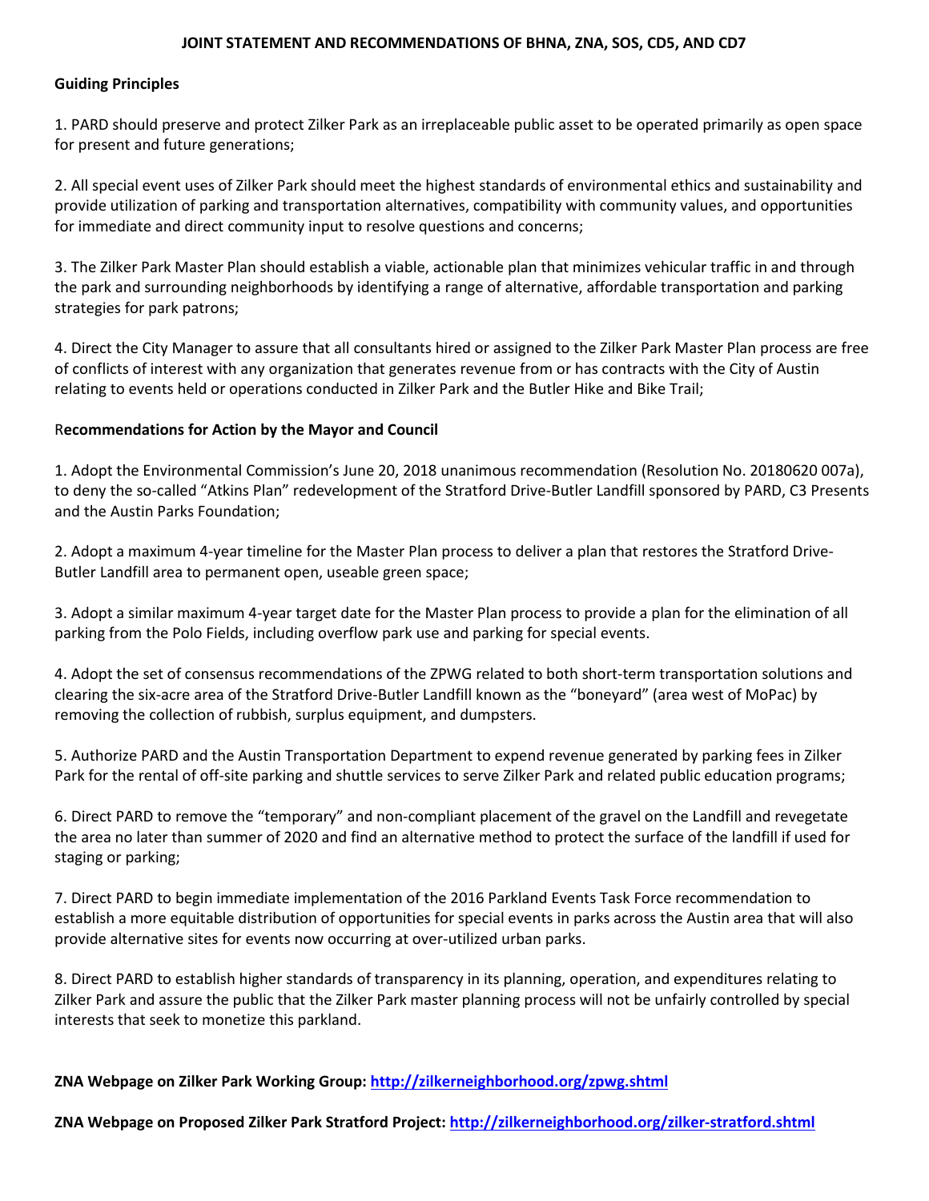**JOINT STATEMENT AND RECOMMENDATIONS OF BHNA, ZNA, SOS, CD5, AND CD7**

**Guiding Principles**

1. PARD should preserve and protect Zilker Park as an irreplaceable public asset to be operated primarily as open space for present and future generations;

2. All special event uses of Zilker Park should meet the highest standards of environmental ethics and sustainability and provide utilization of parking and transportation alternatives, compatibility with community values, and opportunities for immediate and direct community input to resolve questions and concerns;

3. The Zilker Park Master Plan should establish a viable, actionable plan that minimizes vehicular traffic in and through the park and surrounding neighborhoods by identifying a range of alternative, affordable transportation and parking strategies for park patrons;

4. Direct the City Manager to assure that all consultants hired or assigned to the Zilker Park Master Plan process are free of conflicts of interest with any organization that generates revenue from or has contracts with the City of Austin relating to events held or operations conducted in Zilker Park and the Butler Hike and Bike Trail;

**Recommendations for Action by the Mayor and Council**

1. Adopt the Environmental Commission's June 20, 2018 unanimous recommendation (Resolution No. 20180620 007a), to deny the so-called "Atkins Plan" redevelopment of the Stratford Drive-Butler Landfill sponsored by PARD, C3 Presents and the Austin Parks Foundation;

2. Adopt a maximum 4-year timeline for the Master Plan process to deliver a plan that restores the Stratford Drive-Butler Landfill area to permanent open, useable green space;

3. Adopt a similar maximum 4-year target date for the Master Plan process to provide a plan for the elimination of all parking from the Polo Fields, including overflow park use and parking for special events.

4. Adopt the set of consensus recommendations of the ZPWG related to both short-term transportation solutions and clearing the six-acre area of the Stratford Drive-Butler Landfill known as the "boneyard" (area west of MoPac) by removing the collection of rubbish, surplus equipment, and dumpsters.

5. Authorize PARD and the Austin Transportation Department to expend revenue generated by parking fees in Zilker Park for the rental of off-site parking and shuttle services to serve Zilker Park and related public education programs;

6. Direct PARD to remove the "temporary" and non-compliant placement of the gravel on the Landfill and revegetate the area no later than summer of 2020 and find an alternative method to protect the surface of the landfill if used for staging or parking;

7. Direct PARD to begin immediate implementation of the 2016 Parkland Events Task Force recommendation to establish a more equitable distribution of opportunities for special events in parks across the Austin area that will also provide alternative sites for events now occurring at over-utilized urban parks.

8. Direct PARD to establish higher standards of transparency in its planning, operation, and expenditures relating to Zilker Park and assure the public that the Zilker Park master planning process will not be unfairly controlled by special interests that seek to monetize this parkland.

**ZNA Webpage on Zilker Park Working Group: http://zilkerneighborhood.org/zpwg.shtml**

**ZNA Webpage on Proposed Zilker Park Stratford Project: http://zilkerneighborhood.org/zilker-stratford.shtml**